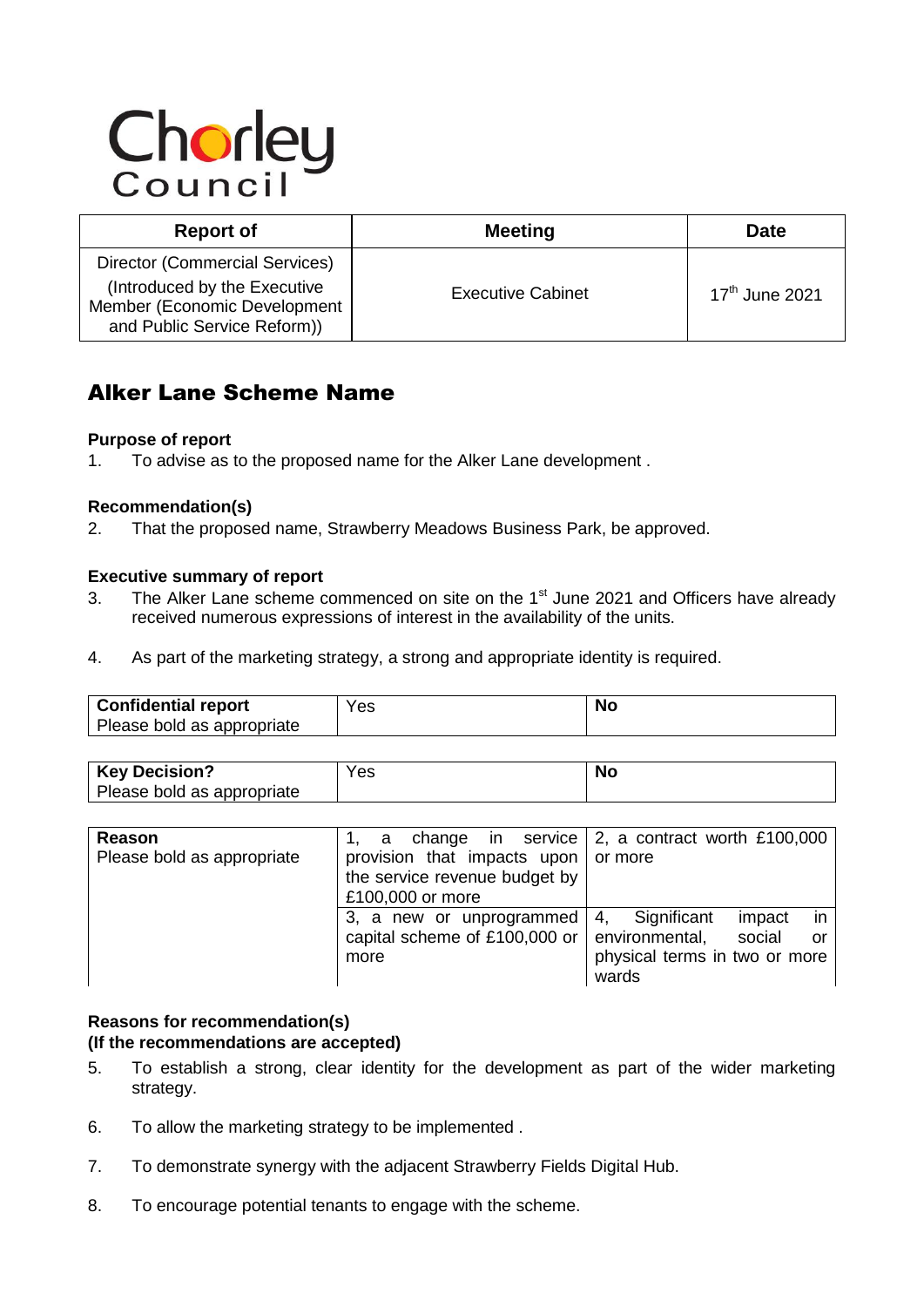Chorley Council

| Report of | Meeting | Date |
|---|---|---|
| Director (Commercial Services) (Introduced by the Executive Member (Economic Development and Public Service Reform)) | Executive Cabinet | 17th June 2021 |

# Alker Lane Scheme Name

**Purpose of report**

1. To advise as to the proposed name for the Alker Lane development .

**Recommendation(s)**

2. That the proposed name, Strawberry Meadows Business Park, be approved.

**Executive summary of report**

3. The Alker Lane scheme commenced on site on the 1st June 2021 and Officers have already received numerous expressions of interest in the availability of the units.

4. As part of the marketing strategy, a strong and appropriate identity is required.

| **Confidential report** Please bold as appropriate | Yes | **No** |
|---|---|---|

| **Key Decision?** Please bold as appropriate | Yes | **No** |
|---|---|---|

| **Reason** Please bold as appropriate | 1, a change in service provision that impacts upon the service revenue budget by £100,000 or more | 2, a contract worth £100,000 or more |
|---|---|---|
| | 3, a new or unprogrammed capital scheme of £100,000 or more | 4, Significant impact in environmental, social or physical terms in two or more wards |

**Reasons for recommendation(s)**
**(If the recommendations are accepted)**

5. To establish a strong, clear identity for the development as part of the wider marketing strategy.

6. To allow the marketing strategy to be implemented .

7. To demonstrate synergy with the adjacent Strawberry Fields Digital Hub.

8. To encourage potential tenants to engage with the scheme.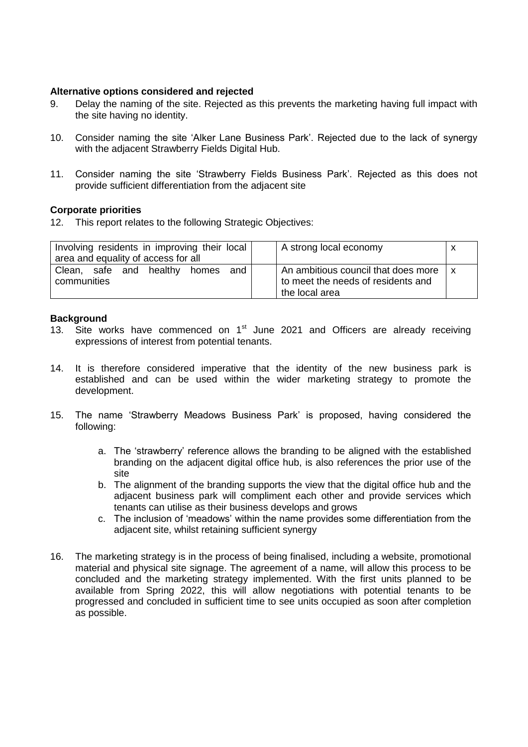**Alternative options considered and rejected**

9. Delay the naming of the site. Rejected as this prevents the marketing having full impact with the site having no identity.

10. Consider naming the site 'Alker Lane Business Park'. Rejected due to the lack of synergy with the adjacent Strawberry Fields Digital Hub.

11. Consider naming the site 'Strawberry Fields Business Park'. Rejected as this does not provide sufficient differentiation from the adjacent site

**Corporate priorities**

12. This report relates to the following Strategic Objectives:

| | | | | |
|---|---|---|---|---|
| Involving residents in improving their local area and equality of access for all | | A strong local economy | x |
| Clean, safe and healthy homes and communities | | An ambitious council that does more to meet the needs of residents and the local area | x |

**Background**

13. Site works have commenced on 1st June 2021 and Officers are already receiving expressions of interest from potential tenants.

14. It is therefore considered imperative that the identity of the new business park is established and can be used within the wider marketing strategy to promote the development.

15. The name 'Strawberry Meadows Business Park' is proposed, having considered the following:

    a. The 'strawberry' reference allows the branding to be aligned with the established branding on the adjacent digital office hub, is also references the prior use of the site
    b. The alignment of the branding supports the view that the digital office hub and the adjacent business park will compliment each other and provide services which tenants can utilise as their business develops and grows
    c. The inclusion of 'meadows' within the name provides some differentiation from the adjacent site, whilst retaining sufficient synergy

16. The marketing strategy is in the process of being finalised, including a website, promotional material and physical site signage. The agreement of a name, will allow this process to be concluded and the marketing strategy implemented. With the first units planned to be available from Spring 2022, this will allow negotiations with potential tenants to be progressed and concluded in sufficient time to see units occupied as soon after completion as possible.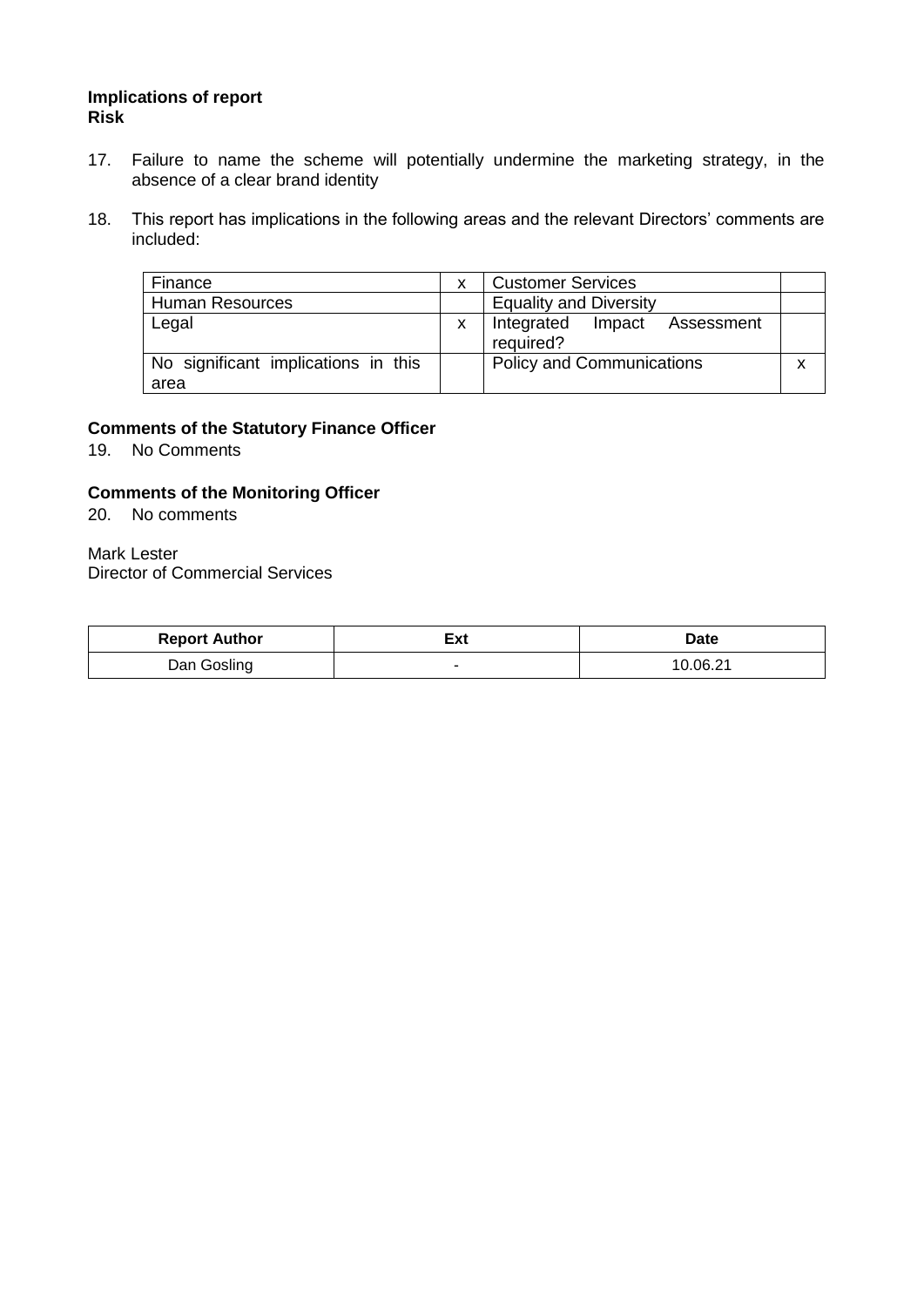**Implications of report**
**Risk**

17. Failure to name the scheme will potentially undermine the marketing strategy, in the absence of a clear brand identity

18. This report has implications in the following areas and the relevant Directors' comments are included:

| | | | |
|---|---|---|---|
| Finance | x | Customer Services | |
| Human Resources | | Equality and Diversity | |
| Legal | x | Integrated Impact Assessment required? | |
| No significant implications in this area | | Policy and Communications | x |

**Comments of the Statutory Finance Officer**

19. No Comments

**Comments of the Monitoring Officer**

20. No comments

Mark Lester
Director of Commercial Services

| Report Author | Ext | Date |
|---|---|---|
| Dan Gosling | - | 10.06.21 |